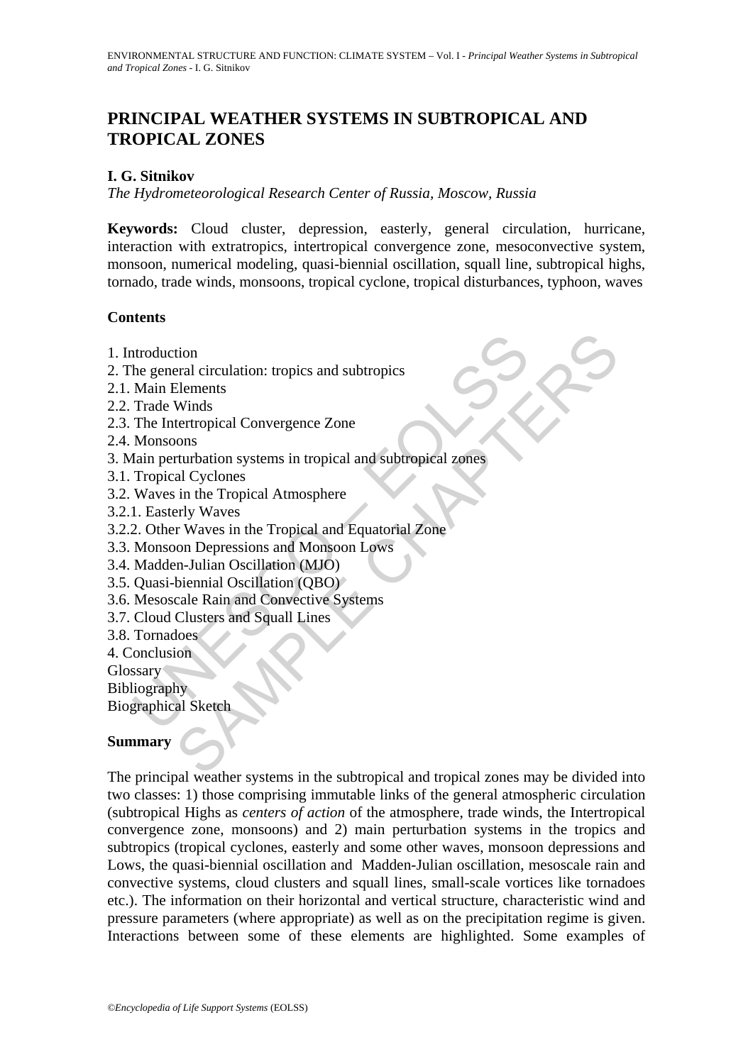# PRINCIPAL WEATHER SYSTEMS IN SUBTROPICAL AND TROPICAL ZONES

**I. G. Sitnikov**

*The Hydrometeorological Research Center of Russia, Moscow, Russia*

**Keywords:** Cloud cluster, depression, easterly, general circulation, hurricane, interaction with extratropics, intertropical convergence zone, mesoconvective system, monsoon, numerical modeling, quasi-biennial oscillation, squall line, subtropical highs, tornado, trade winds, monsoons, tropical cyclone, tropical disturbances, typhoon, waves

## Contents

1. Introduction
2. The general circulation: tropics and subtropics
2.1. Main Elements
2.2. Trade Winds
2.3. The Intertropical Convergence Zone
2.4. Monsoons
3. Main perturbation systems in tropical and subtropical zones
3.1. Tropical Cyclones
3.2. Waves in the Tropical Atmosphere
3.2.1. Easterly Waves
3.2.2. Other Waves in the Tropical and Equatorial Zone
3.3. Monsoon Depressions and Monsoon Lows
3.4. Madden-Julian Oscillation (MJO)
3.5. Quasi-biennial Oscillation (QBO)
3.6. Mesoscale Rain and Convective Systems
3.7. Cloud Clusters and Squall Lines
3.8. Tornadoes
4. Conclusion
Glossary
Bibliography
Biographical Sketch

## Summary

The principal weather systems in the subtropical and tropical zones may be divided into two classes: 1) those comprising immutable links of the general atmospheric circulation (subtropical Highs as *centers of action* of the atmosphere, trade winds, the Intertropical convergence zone, monsoons) and 2) main perturbation systems in the tropics and subtropics (tropical cyclones, easterly and some other waves, monsoon depressions and Lows, the quasi-biennial oscillation and Madden-Julian oscillation, mesoscale rain and convective systems, cloud clusters and squall lines, small-scale vortices like tornadoes etc.). The information on their horizontal and vertical structure, characteristic wind and pressure parameters (where appropriate) as well as on the precipitation regime is given. Interactions between some of these elements are highlighted. Some examples of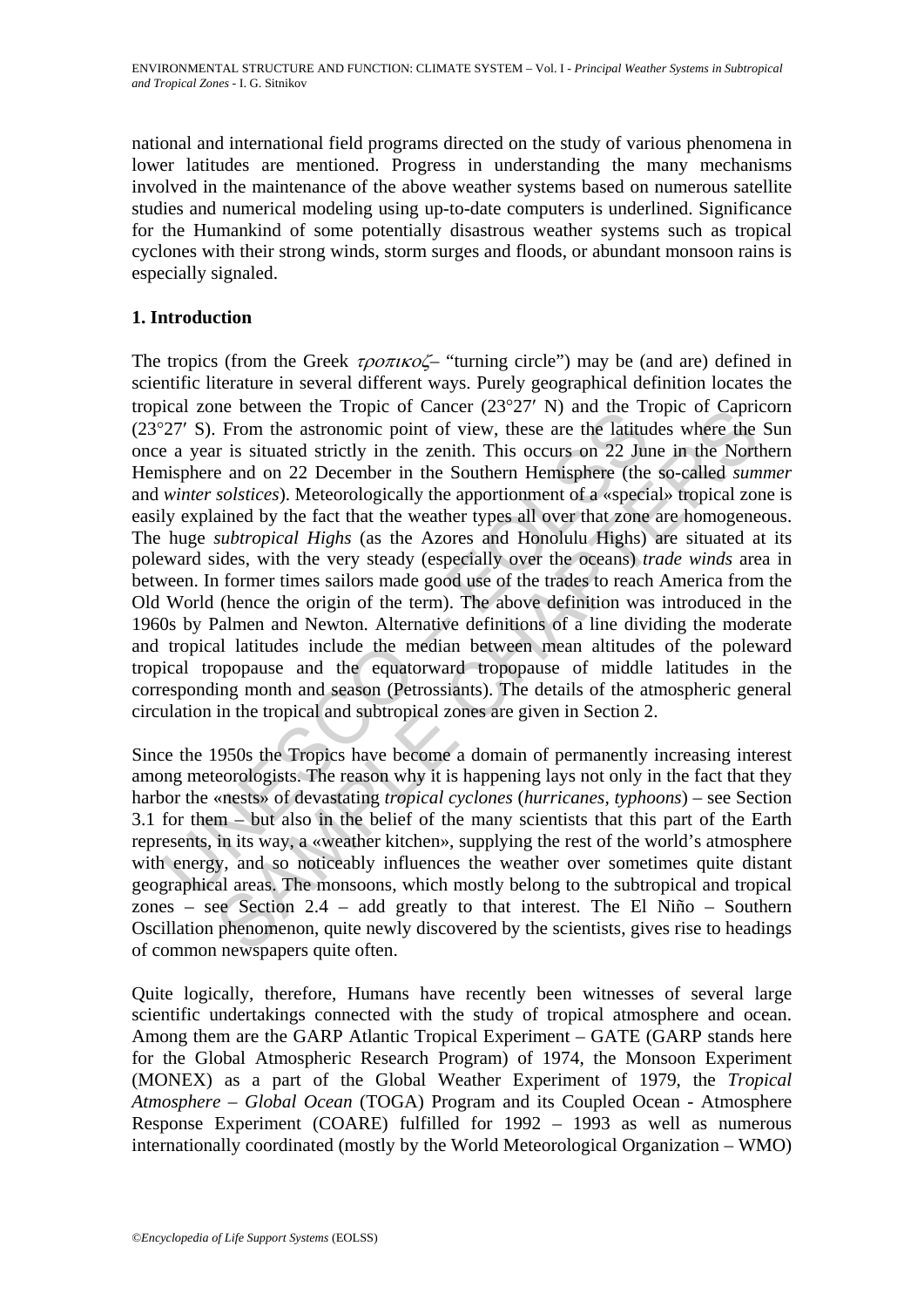national and international field programs directed on the study of various phenomena in lower latitudes are mentioned. Progress in understanding the many mechanisms involved in the maintenance of the above weather systems based on numerous satellite studies and numerical modeling using up-to-date computers is underlined. Significance for the Humankind of some potentially disastrous weather systems such as tropical cyclones with their strong winds, storm surges and floods, or abundant monsoon rains is especially signaled.

## 1. Introduction

The tropics (from the Greek *τροπικοζ*– "turning circle") may be (and are) defined in scientific literature in several different ways. Purely geographical definition locates the tropical zone between the Tropic of Cancer (23°27′ N) and the Tropic of Capricorn (23°27′ S). From the astronomic point of view, these are the latitudes where the Sun once a year is situated strictly in the zenith. This occurs on 22 June in the Northern Hemisphere and on 22 December in the Southern Hemisphere (the so-called *summer* and *winter solstices*). Meteorologically the apportionment of a «special» tropical zone is easily explained by the fact that the weather types all over that zone are homogeneous. The huge *subtropical Highs* (as the Azores and Honolulu Highs) are situated at its poleward sides, with the very steady (especially over the oceans) *trade winds* area in between. In former times sailors made good use of the trades to reach America from the Old World (hence the origin of the term). The above definition was introduced in the 1960s by Palmen and Newton. Alternative definitions of a line dividing the moderate and tropical latitudes include the median between mean altitudes of the poleward tropical tropopause and the equatorward tropopause of middle latitudes in the corresponding month and season (Petrossiants). The details of the atmospheric general circulation in the tropical and subtropical zones are given in Section 2.

Since the 1950s the Tropics have become a domain of permanently increasing interest among meteorologists. The reason why it is happening lays not only in the fact that they harbor the «nests» of devastating *tropical cyclones* (*hurricanes, typhoons*) – see Section 3.1 for them – but also in the belief of the many scientists that this part of the Earth represents, in its way, a «weather kitchen», supplying the rest of the world's atmosphere with energy, and so noticeably influences the weather over sometimes quite distant geographical areas. The monsoons, which mostly belong to the subtropical and tropical zones – see Section 2.4 – add greatly to that interest. The El Niño – Southern Oscillation phenomenon, quite newly discovered by the scientists, gives rise to headings of common newspapers quite often.

Quite logically, therefore, Humans have recently been witnesses of several large scientific undertakings connected with the study of tropical atmosphere and ocean. Among them are the GARP Atlantic Tropical Experiment – GATE (GARP stands here for the Global Atmospheric Research Program) of 1974, the Monsoon Experiment (MONEX) as a part of the Global Weather Experiment of 1979, the *Tropical Atmosphere – Global Ocean* (TOGA) Program and its Coupled Ocean - Atmosphere Response Experiment (COARE) fulfilled for 1992 – 1993 as well as numerous internationally coordinated (mostly by the World Meteorological Organization – WMO)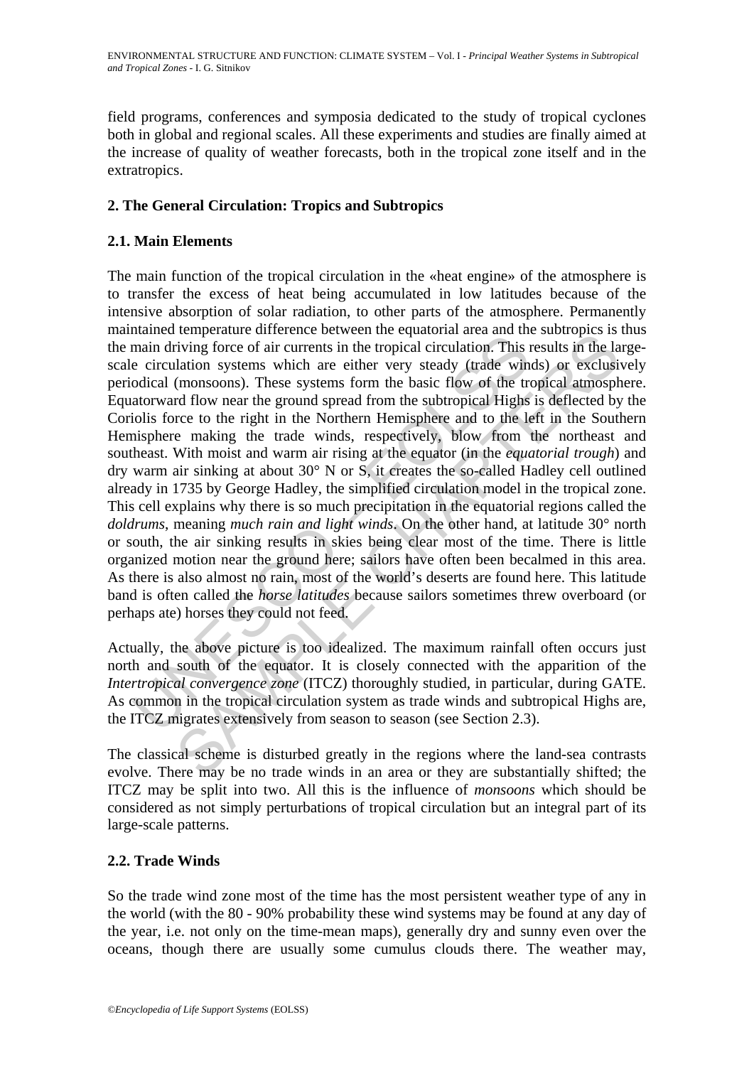field programs, conferences and symposia dedicated to the study of tropical cyclones both in global and regional scales. All these experiments and studies are finally aimed at the increase of quality of weather forecasts, both in the tropical zone itself and in the extratropics.

## 2. The General Circulation: Tropics and Subtropics

### 2.1. Main Elements

The main function of the tropical circulation in the «heat engine» of the atmosphere is to transfer the excess of heat being accumulated in low latitudes because of the intensive absorption of solar radiation, to other parts of the atmosphere. Permanently maintained temperature difference between the equatorial area and the subtropics is thus the main driving force of air currents in the tropical circulation. This results in the large-scale circulation systems which are either very steady (trade winds) or exclusively periodical (monsoons). These systems form the basic flow of the tropical atmosphere. Equatorward flow near the ground spread from the subtropical Highs is deflected by the Coriolis force to the right in the Northern Hemisphere and to the left in the Southern Hemisphere making the trade winds, respectively, blow from the northeast and southeast. With moist and warm air rising at the equator (in the *equatorial trough*) and dry warm air sinking at about 30° N or S, it creates the so-called Hadley cell outlined already in 1735 by George Hadley, the simplified circulation model in the tropical zone. This cell explains why there is so much precipitation in the equatorial regions called the *doldrums*, meaning *much rain and light winds*. On the other hand, at latitude 30° north or south, the air sinking results in skies being clear most of the time. There is little organized motion near the ground here; sailors have often been becalmed in this area. As there is also almost no rain, most of the world's deserts are found here. This latitude band is often called the *horse latitudes* because sailors sometimes threw overboard (or perhaps ate) horses they could not feed.

Actually, the above picture is too idealized. The maximum rainfall often occurs just north and south of the equator. It is closely connected with the apparition of the *Intertropical convergence zone* (ITCZ) thoroughly studied, in particular, during GATE. As common in the tropical circulation system as trade winds and subtropical Highs are, the ITCZ migrates extensively from season to season (see Section 2.3).

The classical scheme is disturbed greatly in the regions where the land-sea contrasts evolve. There may be no trade winds in an area or they are substantially shifted; the ITCZ may be split into two. All this is the influence of *monsoons* which should be considered as not simply perturbations of tropical circulation but an integral part of its large-scale patterns.

### 2.2. Trade Winds

So the trade wind zone most of the time has the most persistent weather type of any in the world (with the 80 - 90% probability these wind systems may be found at any day of the year, i.e. not only on the time-mean maps), generally dry and sunny even over the oceans, though there are usually some cumulus clouds there. The weather may,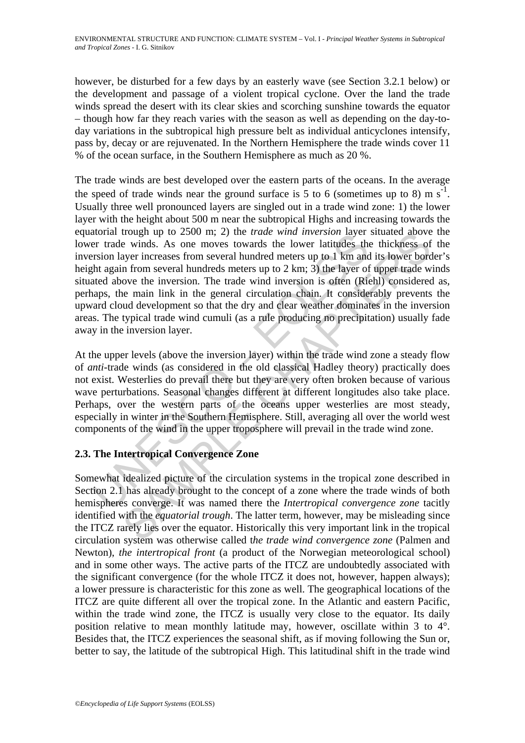however, be disturbed for a few days by an easterly wave (see Section 3.2.1 below) or the development and passage of a violent tropical cyclone. Over the land the trade winds spread the desert with its clear skies and scorching sunshine towards the equator – though how far they reach varies with the season as well as depending on the day-to-day variations in the subtropical high pressure belt as individual anticyclones intensify, pass by, decay or are rejuvenated. In the Northern Hemisphere the trade winds cover 11 % of the ocean surface, in the Southern Hemisphere as much as 20 %.

The trade winds are best developed over the eastern parts of the oceans. In the average the speed of trade winds near the ground surface is 5 to 6 (sometimes up to 8) m $s^{-1}$. Usually three well pronounced layers are singled out in a trade wind zone: 1) the lower layer with the height about 500 m near the subtropical Highs and increasing towards the equatorial trough up to 2500 m; 2) the *trade wind inversion* layer situated above the lower trade winds. As one moves towards the lower latitudes the thickness of the inversion layer increases from several hundred meters up to 1 km and its lower border's height again from several hundreds meters up to 2 km; 3) the layer of upper trade winds situated above the inversion. The trade wind inversion is often (Riehl) considered as, perhaps, the main link in the general circulation chain. It considerably prevents the upward cloud development so that the dry and clear weather dominates in the inversion areas. The typical trade wind cumuli (as a rule producing no precipitation) usually fade away in the inversion layer.

At the upper levels (above the inversion layer) within the trade wind zone a steady flow of *anti*-trade winds (as considered in the old classical Hadley theory) practically does not exist. Westerlies do prevail there but they are very often broken because of various wave perturbations. Seasonal changes different at different longitudes also take place. Perhaps, over the western parts of the oceans upper westerlies are most steady, especially in winter in the Southern Hemisphere. Still, averaging all over the world west components of the wind in the upper troposphere will prevail in the trade wind zone.

## 2.3. The Intertropical Convergence Zone

Somewhat idealized picture of the circulation systems in the tropical zone described in Section 2.1 has already brought to the concept of a zone where the trade winds of both hemispheres converge. It was named there the *Intertropical convergence zone* tacitly identified with the *equatorial trough*. The latter term, however, may be misleading since the ITCZ rarely lies over the equator. Historically this very important link in the tropical circulation system was otherwise called t*he trade wind convergence zone* (Palmen and Newton), *the intertropical front* (a product of the Norwegian meteorological school) and in some other ways. The active parts of the ITCZ are undoubtedly associated with the significant convergence (for the whole ITCZ it does not, however, happen always); a lower pressure is characteristic for this zone as well. The geographical locations of the ITCZ are quite different all over the tropical zone. In the Atlantic and eastern Pacific, within the trade wind zone, the ITCZ is usually very close to the equator. Its daily position relative to mean monthly latitude may, however, oscillate within 3 to 4°. Besides that, the ITCZ experiences the seasonal shift, as if moving following the Sun or, better to say, the latitude of the subtropical High. This latitudinal shift in the trade wind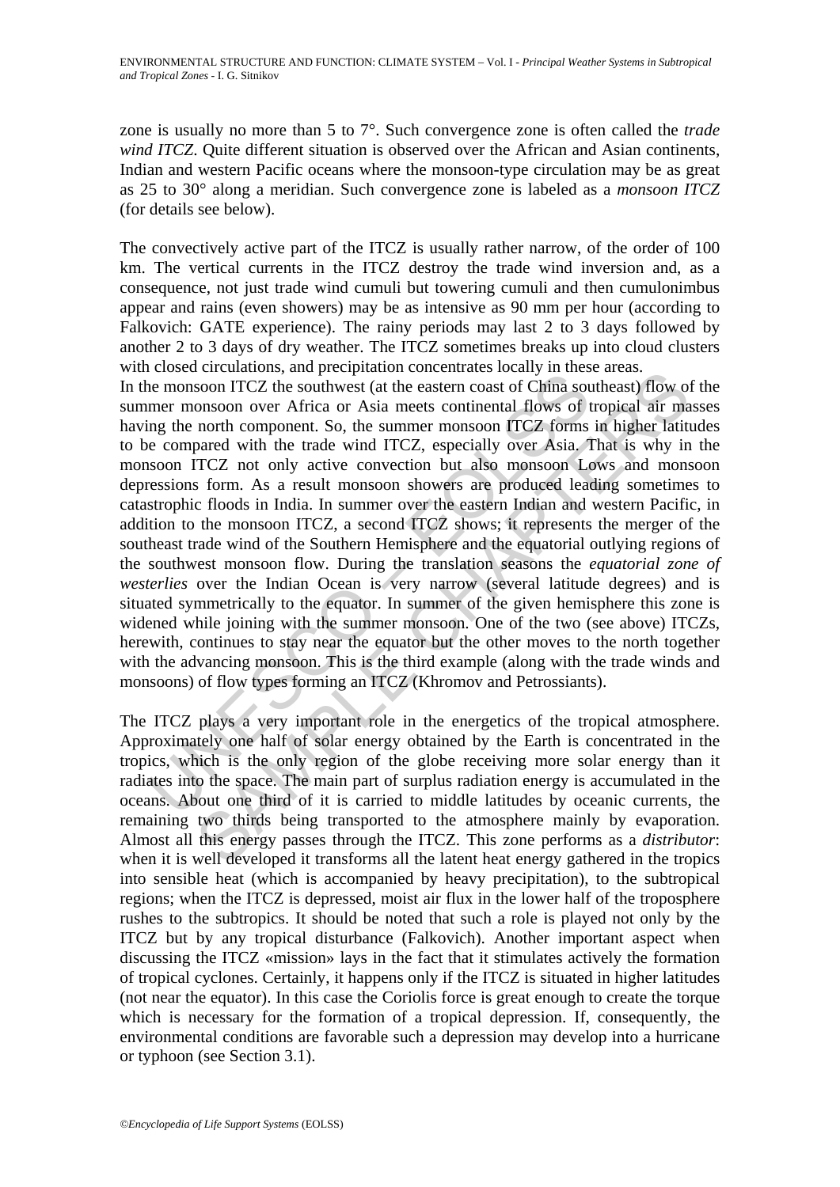zone is usually no more than 5 to 7°. Such convergence zone is often called the *trade wind ITCZ*. Quite different situation is observed over the African and Asian continents, Indian and western Pacific oceans where the monsoon-type circulation may be as great as 25 to 30° along a meridian. Such convergence zone is labeled as a *monsoon ITCZ* (for details see below).

The convectively active part of the ITCZ is usually rather narrow, of the order of 100 km. The vertical currents in the ITCZ destroy the trade wind inversion and, as a consequence, not just trade wind cumuli but towering cumuli and then cumulonimbus appear and rains (even showers) may be as intensive as 90 mm per hour (according to Falkovich: GATE experience). The rainy periods may last 2 to 3 days followed by another 2 to 3 days of dry weather. The ITCZ sometimes breaks up into cloud clusters with closed circulations, and precipitation concentrates locally in these areas.
In the monsoon ITCZ the southwest (at the eastern coast of China southeast) flow of the summer monsoon over Africa or Asia meets continental flows of tropical air masses having the north component. So, the summer monsoon ITCZ forms in higher latitudes to be compared with the trade wind ITCZ, especially over Asia. That is why in the monsoon ITCZ not only active convection but also monsoon Lows and monsoon depressions form. As a result monsoon showers are produced leading sometimes to catastrophic floods in India. In summer over the eastern Indian and western Pacific, in addition to the monsoon ITCZ, a second ITCZ shows; it represents the merger of the southeast trade wind of the Southern Hemisphere and the equatorial outlying regions of the southwest monsoon flow. During the translation seasons the *equatorial zone of westerlies* over the Indian Ocean is very narrow (several latitude degrees) and is situated symmetrically to the equator. In summer of the given hemisphere this zone is widened while joining with the summer monsoon. One of the two (see above) ITCZs, herewith, continues to stay near the equator but the other moves to the north together with the advancing monsoon. This is the third example (along with the trade winds and monsoons) of flow types forming an ITCZ (Khromov and Petrossiants).

The ITCZ plays a very important role in the energetics of the tropical atmosphere. Approximately one half of solar energy obtained by the Earth is concentrated in the tropics, which is the only region of the globe receiving more solar energy than it radiates into the space. The main part of surplus radiation energy is accumulated in the oceans. About one third of it is carried to middle latitudes by oceanic currents, the remaining two thirds being transported to the atmosphere mainly by evaporation. Almost all this energy passes through the ITCZ. This zone performs as a *distributor*: when it is well developed it transforms all the latent heat energy gathered in the tropics into sensible heat (which is accompanied by heavy precipitation), to the subtropical regions; when the ITCZ is depressed, moist air flux in the lower half of the troposphere rushes to the subtropics. It should be noted that such a role is played not only by the ITCZ but by any tropical disturbance (Falkovich). Another important aspect when discussing the ITCZ «mission» lays in the fact that it stimulates actively the formation of tropical cyclones. Certainly, it happens only if the ITCZ is situated in higher latitudes (not near the equator). In this case the Coriolis force is great enough to create the torque which is necessary for the formation of a tropical depression. If, consequently, the environmental conditions are favorable such a depression may develop into a hurricane or typhoon (see Section 3.1).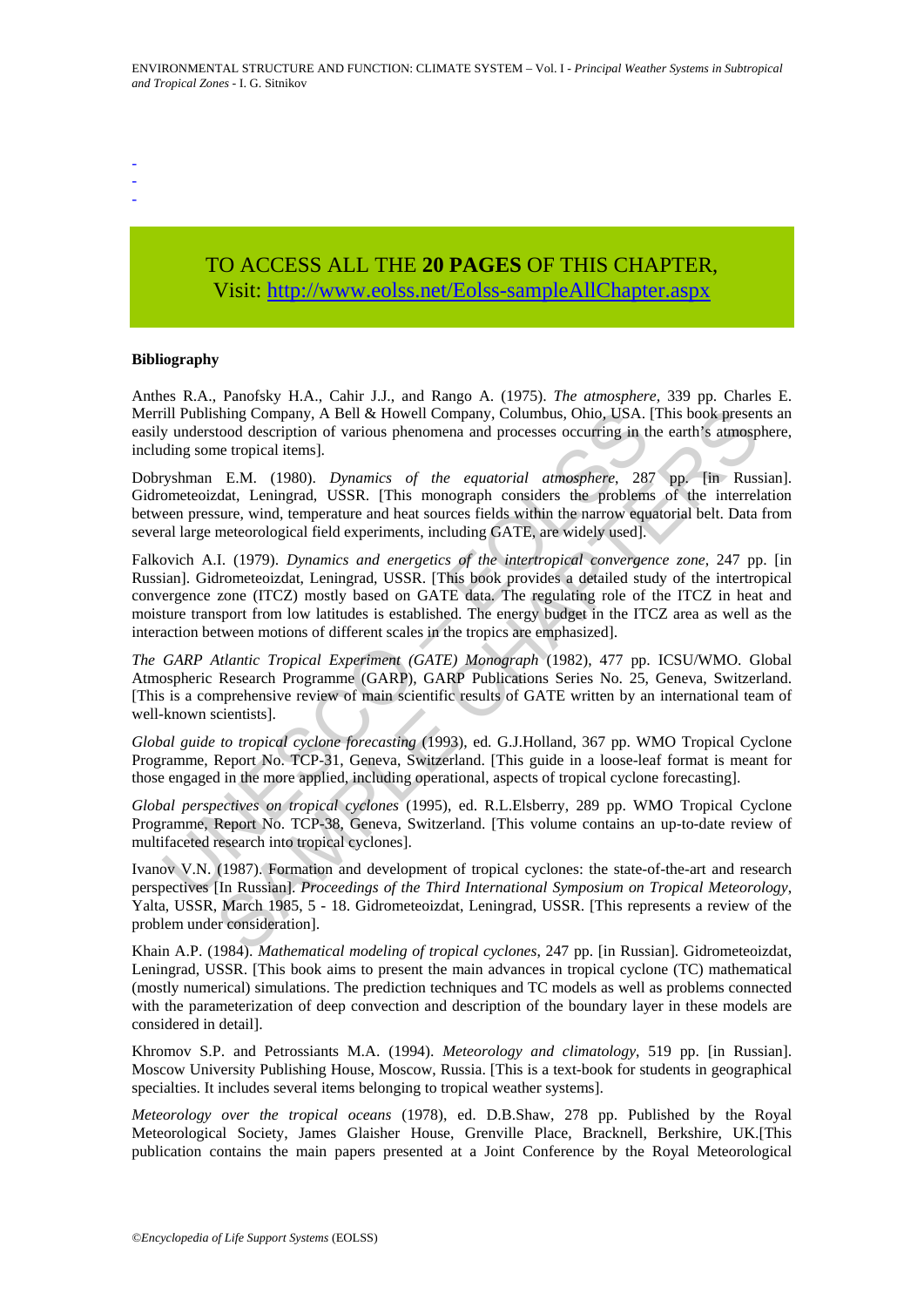-
-
-

TO ACCESS ALL THE **20 PAGES** OF THIS CHAPTER,
Visit: http://www.eolss.net/Eolss-sampleAllChapter.aspx

**Bibliography**

Anthes R.A., Panofsky H.A., Cahir J.J., and Rango A. (1975). *The atmosphere*, 339 pp. Charles E. Merrill Publishing Company, A Bell & Howell Company, Columbus, Ohio, USA. [This book presents an easily understood description of various phenomena and processes occurring in the earth's atmosphere, including some tropical items].

Dobryshman E.M. (1980). *Dynamics of the equatorial atmosphere*, 287 pp. [in Russian]. Gidrometeoizdat, Leningrad, USSR. [This monograph considers the problems of the interrelation between pressure, wind, temperature and heat sources fields within the narrow equatorial belt. Data from several large meteorological field experiments, including GATE, are widely used].

Falkovich A.I. (1979). *Dynamics and energetics of the intertropical convergence zone*, 247 pp. [in Russian]. Gidrometeoizdat, Leningrad, USSR. [This book provides a detailed study of the intertropical convergence zone (ITCZ) mostly based on GATE data. The regulating role of the ITCZ in heat and moisture transport from low latitudes is established. The energy budget in the ITCZ area as well as the interaction between motions of different scales in the tropics are emphasized].

*The GARP Atlantic Tropical Experiment (GATE) Monograph* (1982), 477 pp. ICSU/WMO. Global Atmospheric Research Programme (GARP), GARP Publications Series No. 25, Geneva, Switzerland. [This is a comprehensive review of main scientific results of GATE written by an international team of well-known scientists].

*Global guide to tropical cyclone forecasting* (1993), ed. G.J.Holland, 367 pp. WMO Tropical Cyclone Programme, Report No. TCP-31, Geneva, Switzerland. [This guide in a loose-leaf format is meant for those engaged in the more applied, including operational, aspects of tropical cyclone forecasting].

*Global perspectives on tropical cyclones* (1995), ed. R.L.Elsberry, 289 pp. WMO Tropical Cyclone Programme, Report No. TCP-38, Geneva, Switzerland. [This volume contains an up-to-date review of multifaceted research into tropical cyclones].

Ivanov V.N. (1987). Formation and development of tropical cyclones: the state-of-the-art and research perspectives [In Russian]. *Proceedings of the Third International Symposium on Tropical Meteorology*, Yalta, USSR, March 1985, 5 - 18. Gidrometeoizdat, Leningrad, USSR. [This represents a review of the problem under consideration].

Khain A.P. (1984). *Mathematical modeling of tropical cyclones*, 247 pp. [in Russian]. Gidrometeoizdat, Leningrad, USSR. [This book aims to present the main advances in tropical cyclone (TC) mathematical (mostly numerical) simulations. The prediction techniques and TC models as well as problems connected with the parameterization of deep convection and description of the boundary layer in these models are considered in detail].

Khromov S.P. and Petrossiants M.A. (1994). *Meteorology and climatology*, 519 pp. [in Russian]. Moscow University Publishing House, Moscow, Russia. [This is a text-book for students in geographical specialties. It includes several items belonging to tropical weather systems].

*Meteorology over the tropical oceans* (1978), ed. D.B.Shaw, 278 pp. Published by the Royal Meteorological Society, James Glaisher House, Grenville Place, Bracknell, Berkshire, UK.[This publication contains the main papers presented at a Joint Conference by the Royal Meteorological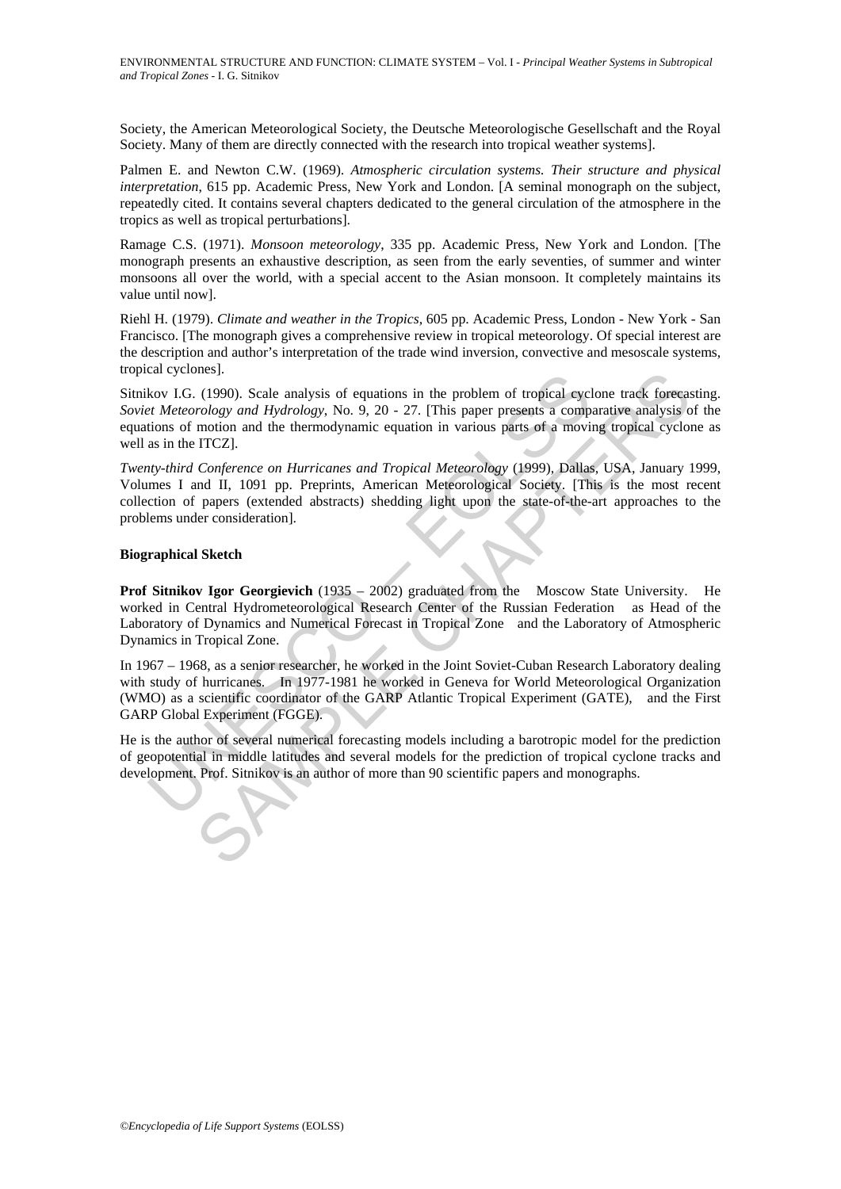Society, the American Meteorological Society, the Deutsche Meteorologische Gesellschaft and the Royal Society. Many of them are directly connected with the research into tropical weather systems].

Palmen E. and Newton C.W. (1969). *Atmospheric circulation systems. Their structure and physical interpretation*, 615 pp. Academic Press, New York and London. [A seminal monograph on the subject, repeatedly cited. It contains several chapters dedicated to the general circulation of the atmosphere in the tropics as well as tropical perturbations].

Ramage C.S. (1971). *Monsoon meteorology*, 335 pp. Academic Press, New York and London. [The monograph presents an exhaustive description, as seen from the early seventies, of summer and winter monsoons all over the world, with a special accent to the Asian monsoon. It completely maintains its value until now].

Riehl H. (1979). *Climate and weather in the Tropics*, 605 pp. Academic Press, London - New York - San Francisco. [The monograph gives a comprehensive review in tropical meteorology. Of special interest are the description and author's interpretation of the trade wind inversion, convective and mesoscale systems, tropical cyclones].

Sitnikov I.G. (1990). Scale analysis of equations in the problem of tropical cyclone track forecasting. *Soviet Meteorology and Hydrology*, No. 9, 20 - 27. [This paper presents a comparative analysis of the equations of motion and the thermodynamic equation in various parts of a moving tropical cyclone as well as in the ITCZ].

*Twenty-third Conference on Hurricanes and Tropical Meteorology* (1999), Dallas, USA, January 1999, Volumes I and II, 1091 pp. Preprints, American Meteorological Society. [This is the most recent collection of papers (extended abstracts) shedding light upon the state-of-the-art approaches to the problems under consideration].

**Biographical Sketch**

**Prof Sitnikov Igor Georgievich** (1935 – 2002) graduated from the Moscow State University. He worked in Central Hydrometeorological Research Center of the Russian Federation as Head of the Laboratory of Dynamics and Numerical Forecast in Tropical Zone and the Laboratory of Atmospheric Dynamics in Tropical Zone.

In 1967 – 1968, as a senior researcher, he worked in the Joint Soviet-Cuban Research Laboratory dealing with study of hurricanes. In 1977-1981 he worked in Geneva for World Meteorological Organization (WMO) as a scientific coordinator of the GARP Atlantic Tropical Experiment (GATE), and the First GARP Global Experiment (FGGE).

He is the author of several numerical forecasting models including a barotropic model for the prediction of geopotential in middle latitudes and several models for the prediction of tropical cyclone tracks and development. Prof. Sitnikov is an author of more than 90 scientific papers and monographs.